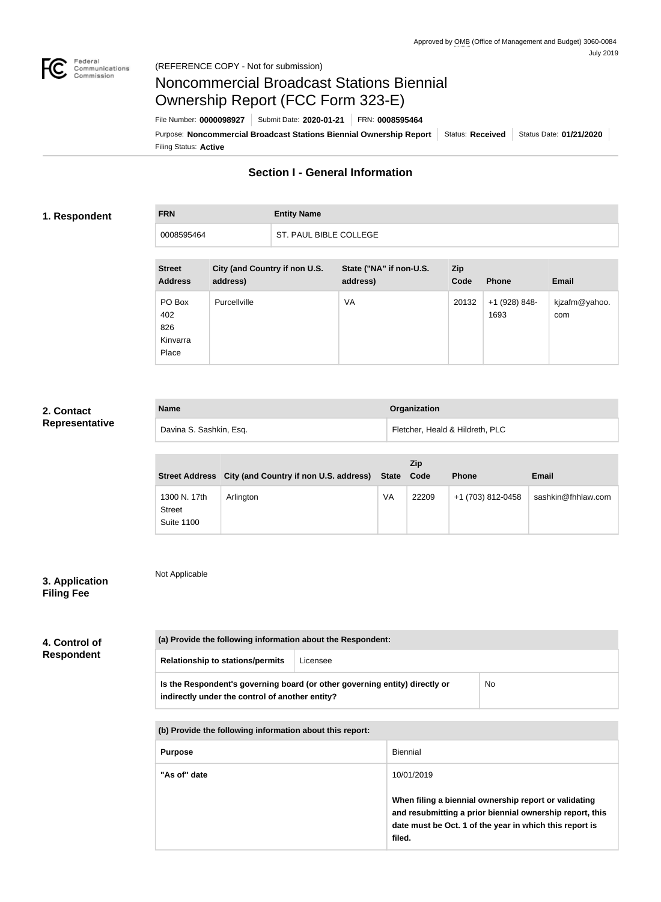Approved by OMB (Office of Management and Budget) 3060-0084
July 2019

(REFERENCE COPY - Not for submission)

# Noncommercial Broadcast Stations Biennial Ownership Report (FCC Form 323-E)

File Number: **0000098927** | Submit Date: **2020-01-21** | FRN: **0008595464**

Purpose: **Noncommercial Broadcast Stations Biennial Ownership Report** | Status: **Received** | Status Date: **01/21/2020**

Filing Status: **Active**

## Section I - General Information

### 1. Respondent

| FRN | Entity Name |
| --- | --- |
| 0008595464 | ST. PAUL BIBLE COLLEGE |

| Street Address | City (and Country if non U.S. address) | State ("NA" if non-U.S. address) | Zip Code | Phone | Email |
| --- | --- | --- | --- | --- | --- |
| PO Box 402 826 Kinvarra Place | Purcellville | VA | 20132 | +1 (928) 848-1693 | kjzafm@yahoo.com |

### 2. Contact Representative

| Name | Organization |
| --- | --- |
| Davina S. Sashkin, Esq. | Fletcher, Heald & Hildreth, PLC |

| Street Address | City (and Country if non U.S. address) | State | Zip Code | Phone | Email |
| --- | --- | --- | --- | --- | --- |
| 1300 N. 17th Street Suite 1100 | Arlington | VA | 22209 | +1 (703) 812-0458 | sashkin@fhhlaw.com |

### 3. Application Filing Fee

Not Applicable

### 4. Control of Respondent

| (a) Provide the following information about the Respondent: | |
| --- | --- |
| Relationship to stations/permits | Licensee |
| Is the Respondent's governing board (or other governing entity) directly or indirectly under the control of another entity? | No |

| (b) Provide the following information about this report: | |
| --- | --- |
| Purpose | Biennial |
| "As of" date | 10/01/2019<br><br>**When filing a biennial ownership report or validating and resubmitting a prior biennial ownership report, this date must be Oct. 1 of the year in which this report is filed.** |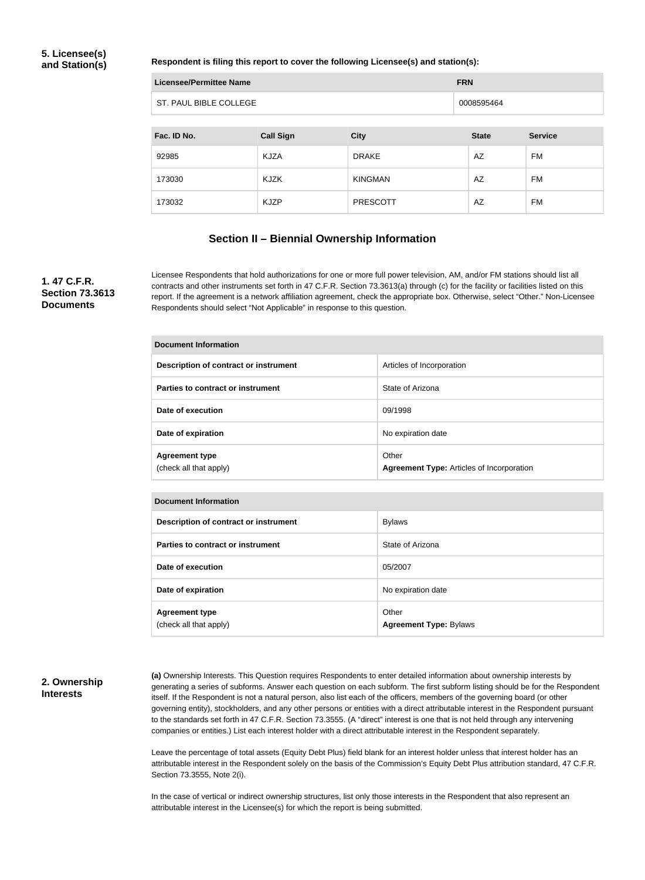**5. Licensee(s) and Station(s)**

**Respondent is filing this report to cover the following Licensee(s) and station(s):**

| Licensee/Permittee Name | FRN |
| --- | --- |
| ST. PAUL BIBLE COLLEGE | 0008595464 |

| Fac. ID No. | Call Sign | City | State | Service |
| --- | --- | --- | --- | --- |
| 92985 | KJZA | DRAKE | AZ | FM |
| 173030 | KJZK | KINGMAN | AZ | FM |
| 173032 | KJZP | PRESCOTT | AZ | FM |

## Section II – Biennial Ownership Information

**1. 47 C.F.R. Section 73.3613 Documents**

Licensee Respondents that hold authorizations for one or more full power television, AM, and/or FM stations should list all contracts and other instruments set forth in 47 C.F.R. Section 73.3613(a) through (c) for the facility or facilities listed on this report. If the agreement is a network affiliation agreement, check the appropriate box. Otherwise, select "Other." Non-Licensee Respondents should select "Not Applicable" in response to this question.

| Document Information | |
| --- | --- |
| Description of contract or instrument | Articles of Incorporation |
| Parties to contract or instrument | State of Arizona |
| Date of execution | 09/1998 |
| Date of expiration | No expiration date |
| Agreement type (check all that apply) | Other **Agreement Type:** Articles of Incorporation |

| Document Information | |
| --- | --- |
| Description of contract or instrument | Bylaws |
| Parties to contract or instrument | State of Arizona |
| Date of execution | 05/2007 |
| Date of expiration | No expiration date |
| Agreement type (check all that apply) | Other **Agreement Type:** Bylaws |

**2. Ownership Interests**

**(a)** Ownership Interests. This Question requires Respondents to enter detailed information about ownership interests by generating a series of subforms. Answer each question on each subform. The first subform listing should be for the Respondent itself. If the Respondent is not a natural person, also list each of the officers, members of the governing board (or other governing entity), stockholders, and any other persons or entities with a direct attributable interest in the Respondent pursuant to the standards set forth in 47 C.F.R. Section 73.3555. (A "direct" interest is one that is not held through any intervening companies or entities.) List each interest holder with a direct attributable interest in the Respondent separately.

Leave the percentage of total assets (Equity Debt Plus) field blank for an interest holder unless that interest holder has an attributable interest in the Respondent solely on the basis of the Commission's Equity Debt Plus attribution standard, 47 C.F.R. Section 73.3555, Note 2(i).

In the case of vertical or indirect ownership structures, list only those interests in the Respondent that also represent an attributable interest in the Licensee(s) for which the report is being submitted.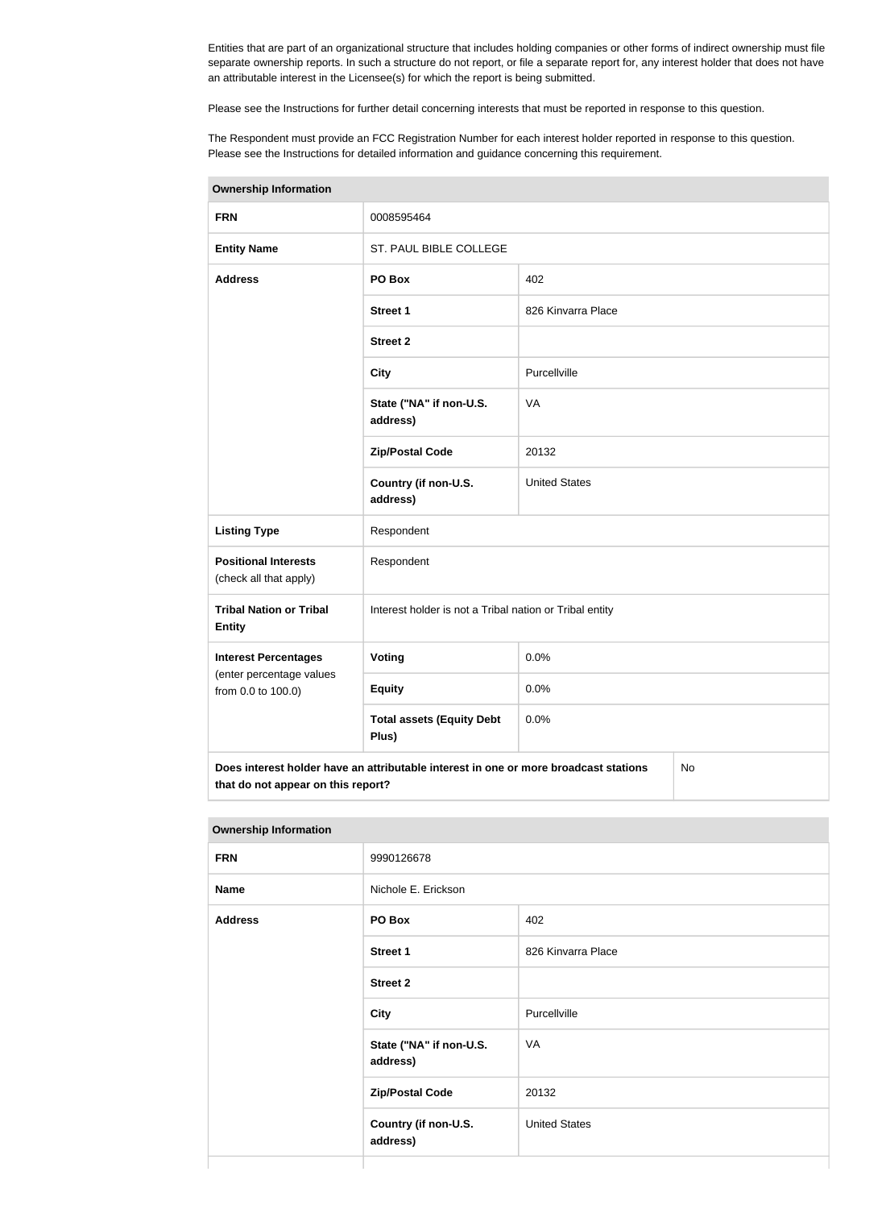Entities that are part of an organizational structure that includes holding companies or other forms of indirect ownership must file separate ownership reports. In such a structure do not report, or file a separate report for, any interest holder that does not have an attributable interest in the Licensee(s) for which the report is being submitted.

Please see the Instructions for further detail concerning interests that must be reported in response to this question.

The Respondent must provide an FCC Registration Number for each interest holder reported in response to this question. Please see the Instructions for detailed information and guidance concerning this requirement.

| Ownership Information | | |
|---|---|---|
| **FRN** | 0008595464 | |
| **Entity Name** | ST. PAUL BIBLE COLLEGE | |
| **Address** | **PO Box** | 402 |
| | **Street 1** | 826 Kinvarra Place |
| | **Street 2** | |
| | **City** | Purcellville |
| | **State ("NA" if non-U.S. address)** | VA |
| | **Zip/Postal Code** | 20132 |
| | **Country (if non-U.S. address)** | United States |
| **Listing Type** | Respondent | |
| **Positional Interests** (check all that apply) | Respondent | |
| **Tribal Nation or Tribal Entity** | Interest holder is not a Tribal nation or Tribal entity | |
| **Interest Percentages** (enter percentage values from 0.0 to 100.0) | **Voting** | 0.0% |
| | **Equity** | 0.0% |
| | **Total assets (Equity Debt Plus)** | 0.0% |
| **Does interest holder have an attributable interest in one or more broadcast stations that do not appear on this report?** | | No |

| Ownership Information | | |
|---|---|---|
| **FRN** | 9990126678 | |
| **Name** | Nichole E. Erickson | |
| **Address** | **PO Box** | 402 |
| | **Street 1** | 826 Kinvarra Place |
| | **Street 2** | |
| | **City** | Purcellville |
| | **State ("NA" if non-U.S. address)** | VA |
| | **Zip/Postal Code** | 20132 |
| | **Country (if non-U.S. address)** | United States |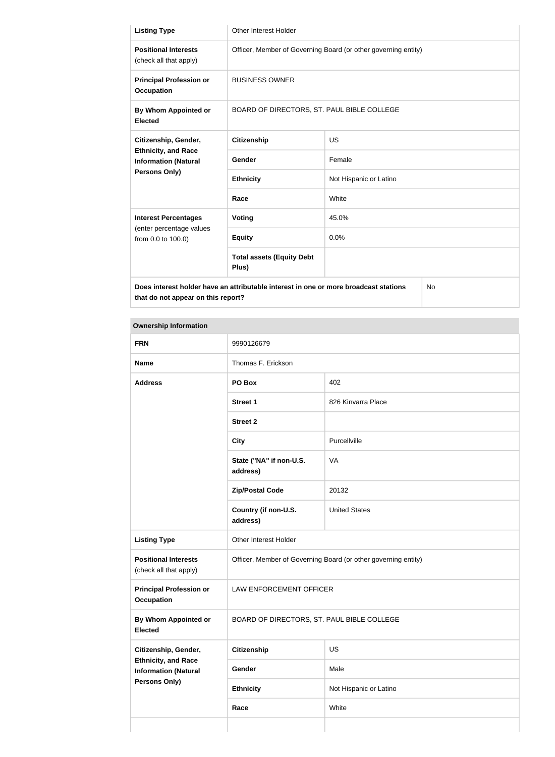| Listing Type | Other Interest Holder | |
|---|---|---|
| Positional Interests (check all that apply) | Officer, Member of Governing Board (or other governing entity) | |
| Principal Profession or Occupation | BUSINESS OWNER | |
| By Whom Appointed or Elected | BOARD OF DIRECTORS, ST. PAUL BIBLE COLLEGE | |
| Citizenship, Gender, Ethnicity, and Race Information (Natural Persons Only) | Citizenship | US |
| | Gender | Female |
| | Ethnicity | Not Hispanic or Latino |
| | Race | White |
| Interest Percentages (enter percentage values from 0.0 to 100.0) | Voting | 45.0% |
| | Equity | 0.0% |
| | Total assets (Equity Debt Plus) | |
| Does interest holder have an attributable interest in one or more broadcast stations that do not appear on this report? | | No |

| Ownership Information | | |
|---|---|---|
| FRN | 9990126679 | |
| Name | Thomas F. Erickson | |
| Address | PO Box | 402 |
| | Street 1 | 826 Kinvarra Place |
| | Street 2 | |
| | City | Purcellville |
| | State ("NA" if non-U.S. address) | VA |
| | Zip/Postal Code | 20132 |
| | Country (if non-U.S. address) | United States |
| Listing Type | Other Interest Holder | |
| Positional Interests (check all that apply) | Officer, Member of Governing Board (or other governing entity) | |
| Principal Profession or Occupation | LAW ENFORCEMENT OFFICER | |
| By Whom Appointed or Elected | BOARD OF DIRECTORS, ST. PAUL BIBLE COLLEGE | |
| Citizenship, Gender, Ethnicity, and Race Information (Natural Persons Only) | Citizenship | US |
| | Gender | Male |
| | Ethnicity | Not Hispanic or Latino |
| | Race | White |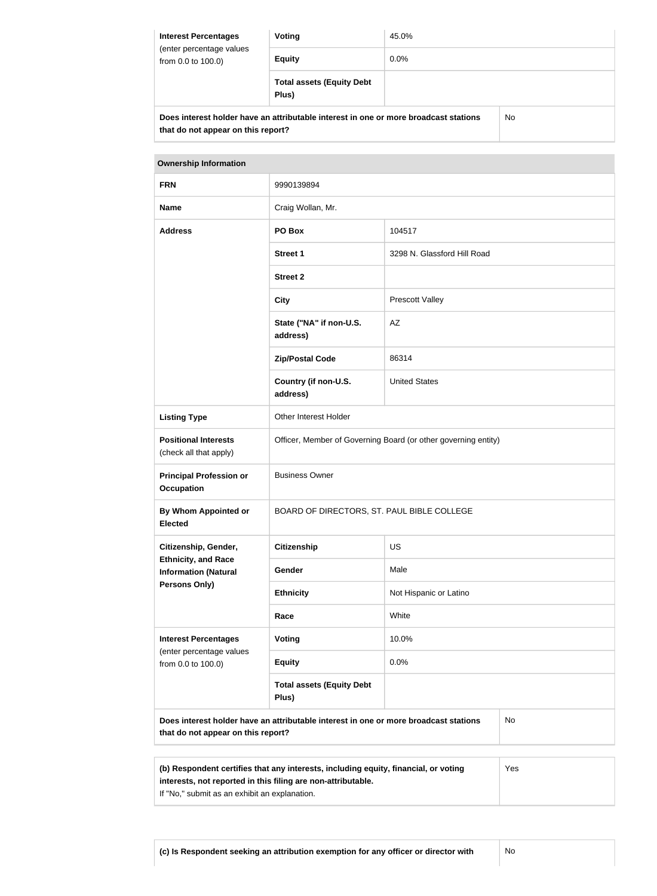| Interest Percentages (enter percentage values from 0.0 to 100.0) | Voting | 45.0% |
|---|---|---|
| | Equity | 0.0% |
| | Total assets (Equity Debt Plus) | |

| Does interest holder have an attributable interest in one or more broadcast stations that do not appear on this report? | No |
|---|---|

| Ownership Information | | |
|---|---|---|
| FRN | 9990139894 | |
| Name | Craig Wollan, Mr. | |
| Address | PO Box | 104517 |
| | Street 1 | 3298 N. Glassford Hill Road |
| | Street 2 | |
| | City | Prescott Valley |
| | State ("NA" if non-U.S. address) | AZ |
| | Zip/Postal Code | 86314 |
| | Country (if non-U.S. address) | United States |
| Listing Type | Other Interest Holder | |
| Positional Interests (check all that apply) | Officer, Member of Governing Board (or other governing entity) | |
| Principal Profession or Occupation | Business Owner | |
| By Whom Appointed or Elected | BOARD OF DIRECTORS, ST. PAUL BIBLE COLLEGE | |
| Citizenship, Gender, Ethnicity, and Race Information (Natural Persons Only) | Citizenship | US |
| | Gender | Male |
| | Ethnicity | Not Hispanic or Latino |
| | Race | White |
| Interest Percentages (enter percentage values from 0.0 to 100.0) | Voting | 10.0% |
| | Equity | 0.0% |
| | Total assets (Equity Debt Plus) | |

| Does interest holder have an attributable interest in one or more broadcast stations that do not appear on this report? | No |
|---|---|

| (b) Respondent certifies that any interests, including equity, financial, or voting interests, not reported in this filing are non-attributable. If "No," submit as an exhibit an explanation. | Yes |
|---|---|

| (c) Is Respondent seeking an attribution exemption for any officer or director with | No |
|---|---|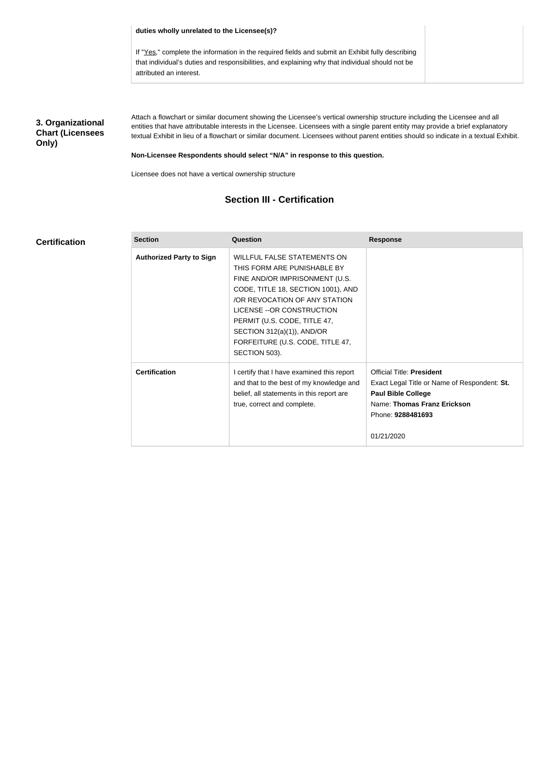| | |
|---|---|
| **duties wholly unrelated to the Licensee(s)?**<br><br>If "Yes," complete the information in the required fields and submit an Exhibit fully describing that individual's duties and responsibilities, and explaining why that individual should not be attributed an interest. | |

### 3. Organizational Chart (Licensees Only)

Attach a flowchart or similar document showing the Licensee's vertical ownership structure including the Licensee and all entities that have attributable interests in the Licensee. Licensees with a single parent entity may provide a brief explanatory textual Exhibit in lieu of a flowchart or similar document. Licensees without parent entities should so indicate in a textual Exhibit.

**Non-Licensee Respondents should select "N/A" in response to this question.**

Licensee does not have a vertical ownership structure

## Section III - Certification

### Certification

| Section | Question | Response |
|---|---|---|
| **Authorized Party to Sign** | WILLFUL FALSE STATEMENTS ON THIS FORM ARE PUNISHABLE BY FINE AND/OR IMPRISONMENT (U.S. CODE, TITLE 18, SECTION 1001), AND /OR REVOCATION OF ANY STATION LICENSE --OR CONSTRUCTION PERMIT (U.S. CODE, TITLE 47, SECTION 312(a)(1)), AND/OR FORFEITURE (U.S. CODE, TITLE 47, SECTION 503). | |
| **Certification** | I certify that I have examined this report and that to the best of my knowledge and belief, all statements in this report are true, correct and complete. | Official Title: **President**<br>Exact Legal Title or Name of Respondent: **St. Paul Bible College**<br>Name: **Thomas Franz Erickson**<br>Phone: **9288481693**<br><br>01/21/2020 |